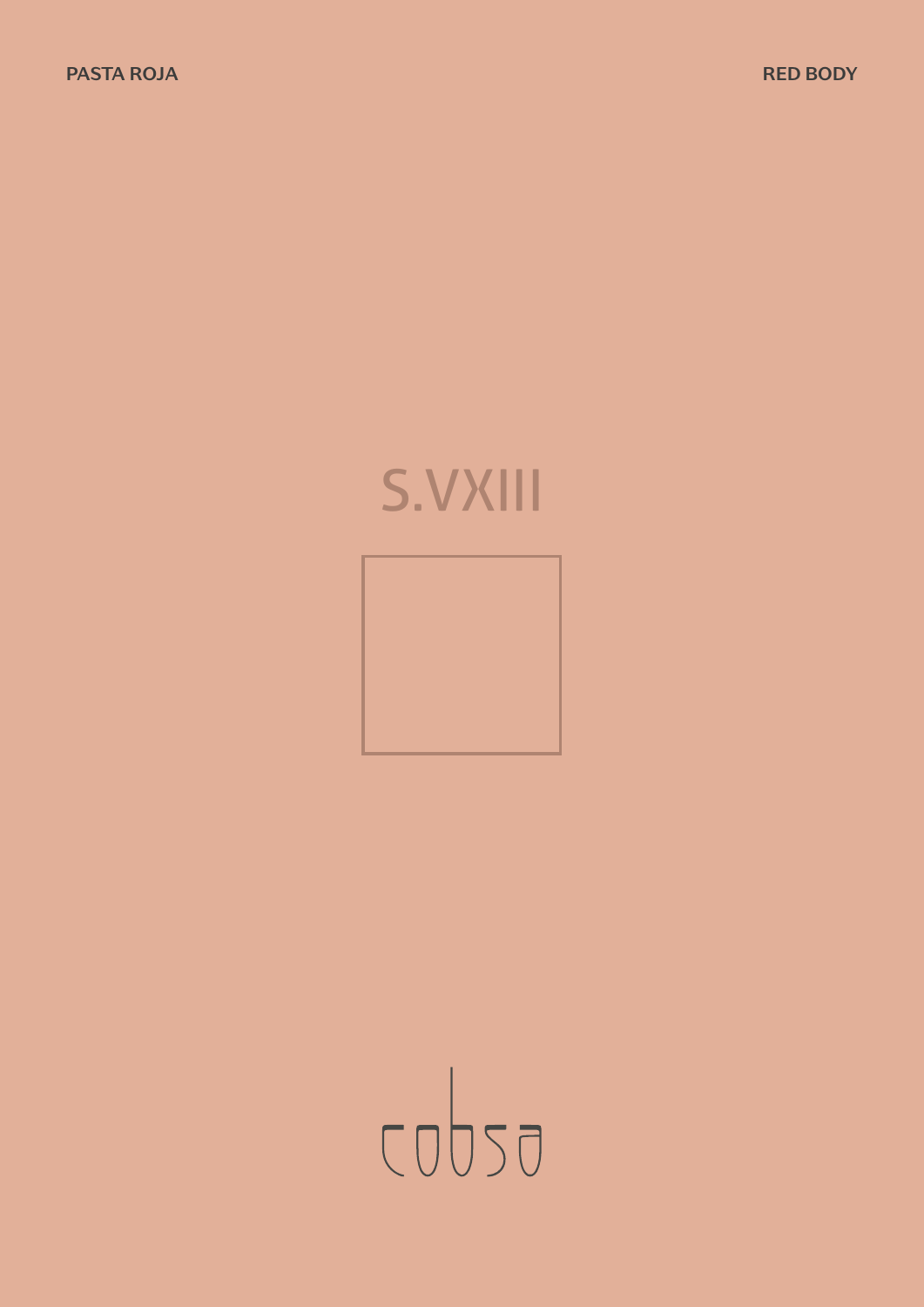PASTA ROJA

RED BODY

# S.VXIII

cobsa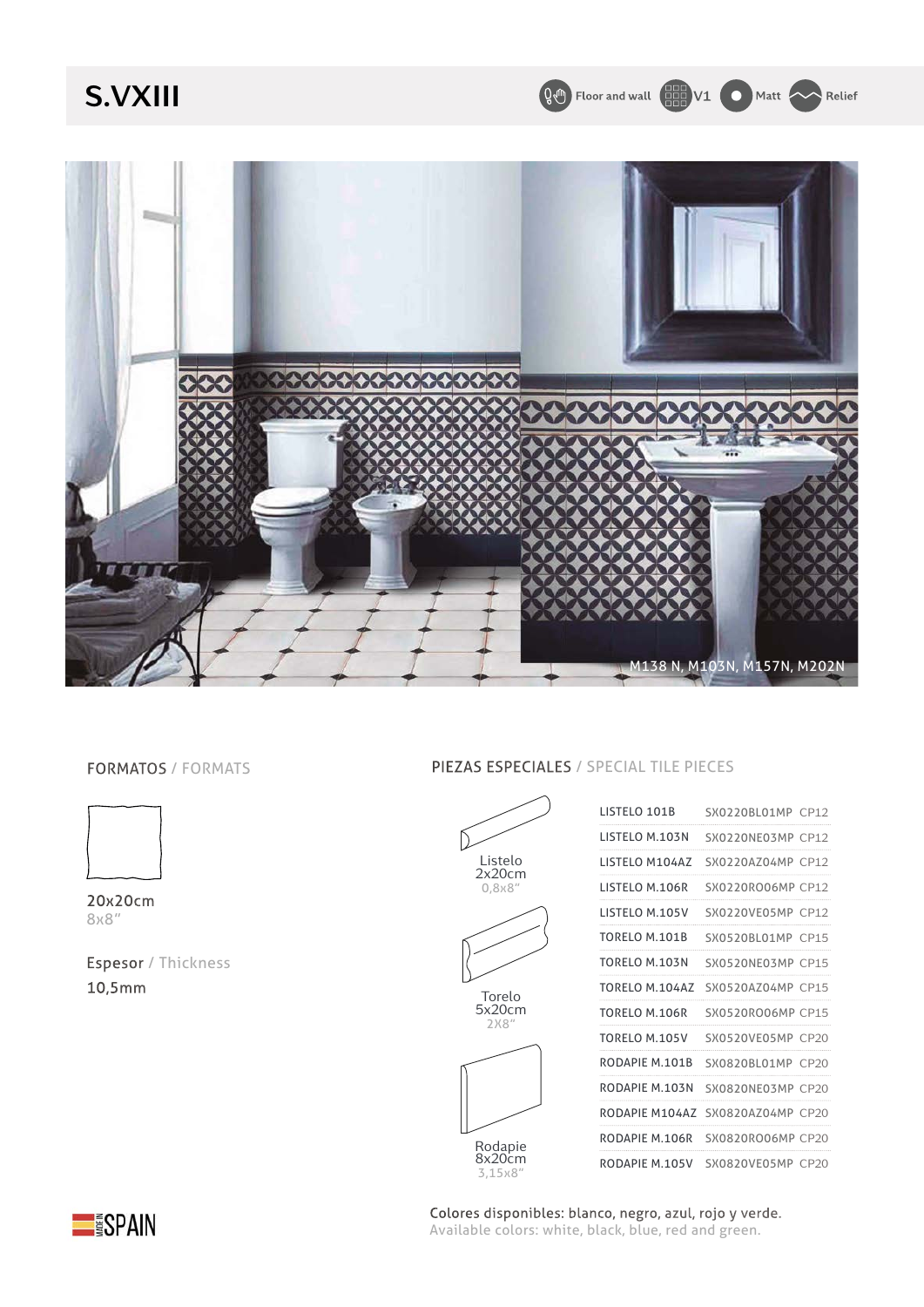# S.VXIII

Floor and wall | V1 | Matt | Relief

M138 N, M103N, M157N, M202N

## FORMATOS / FORMATS

20x20cm
8x8"

Espesor / Thickness
10,5mm

## PIEZAS ESPECIALES / SPECIAL TILE PIECES

Listelo
2x20cm
0,8x8"

Torelo
5x20cm
2X8"

Rodapie
8x20cm
3,15x8"

| | | |
|---|---|---|
| LISTELO 101B | SX0220BL01MP | CP12 |
| LISTELO M.103N | SX0220NE03MP | CP12 |
| LISTELO M104AZ | SX0220AZ04MP | CP12 |
| LISTELO M.106R | SX0220RO06MP | CP12 |
| LISTELO M.105V | SX0220VE05MP | CP12 |
| TORELO M.101B | SX0520BL01MP | CP15 |
| TORELO M.103N | SX0520NE03MP | CP15 |
| TORELO M.104AZ | SX0520AZ04MP | CP15 |
| TORELO M.106R | SX0520RO06MP | CP15 |
| TORELO M.105V | SX0520VE05MP | CP20 |
| RODAPIE M.101B | SX0820BL01MP | CP20 |
| RODAPIE M.103N | SX0820NE03MP | CP20 |
| RODAPIE M104AZ | SX0820AZ04MP | CP20 |
| RODAPIE M.106R | SX0820RO06MP | CP20 |
| RODAPIE M.105V | SX0820VE05MP | CP20 |

Colores disponibles: blanco, negro, azul, rojo y verde.
Available colors: white, black, blue, red and green.

MADE IN SPAIN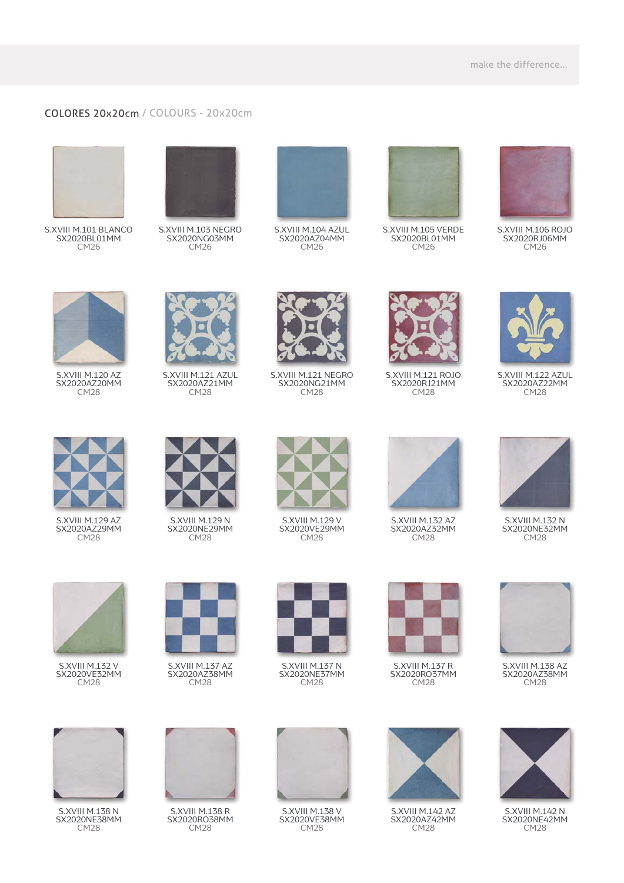make the difference...

## COLORES 20x20cm / COLOURS - 20x20cm

S.XVIII M.101 BLANCO
SX2020BL01MM
CM26

S.XVIII M.103 NEGRO
SX2020NG03MM
CM26

S.XVIII M.104 AZUL
SX2020AZ04MM
CM26

S.XVIII M.105 VERDE
SX2020BL01MM
CM26

S.XVIII M.106 ROJO
SX2020RJ06MM
CM26

S.XVIII M.120 AZ
SX2020AZ20MM
CM28

S.XVIII M.121 AZUL
SX2020AZ21MM
CM28

S.XVIII M.121 NEGRO
SX2020NG21MM
CM28

S.XVIII M.121 ROJO
SX2020RJ21MM
CM28

S.XVIII M.122 AZUL
SX2020AZ22MM
CM28

S.XVIII M.129 AZ
SX2020AZ29MM
CM28

S.XVIII M.129 N
SX2020NE29MM
CM28

S.XVIII M.129 V
SX2020VE29MM
CM28

S.XVIII M.132 AZ
SX2020AZ32MM
CM28

S.XVIII M.132 N
SX2020NE32MM
CM28

S.XVIII M.132 V
SX2020VE32MM
CM28

S.XVIII M.137 AZ
SX2020AZ38MM
CM28

S.XVIII M.137 N
SX2020NE37MM
CM28

S.XVIII M.137 R
SX2020RO37MM
CM28

S.XVIII M.138 AZ
SX2020AZ38MM
CM28

S.XVIII M.138 N
SX2020NE38MM
CM28

S.XVIII M.138 R
SX2020RO38MM
CM28

S.XVIII M.138 V
SX2020VE38MM
CM28

S.XVIII M.142 AZ
SX2020AZ42MM
CM28

S.XVIII M.142 N
SX2020NE42MM
CM28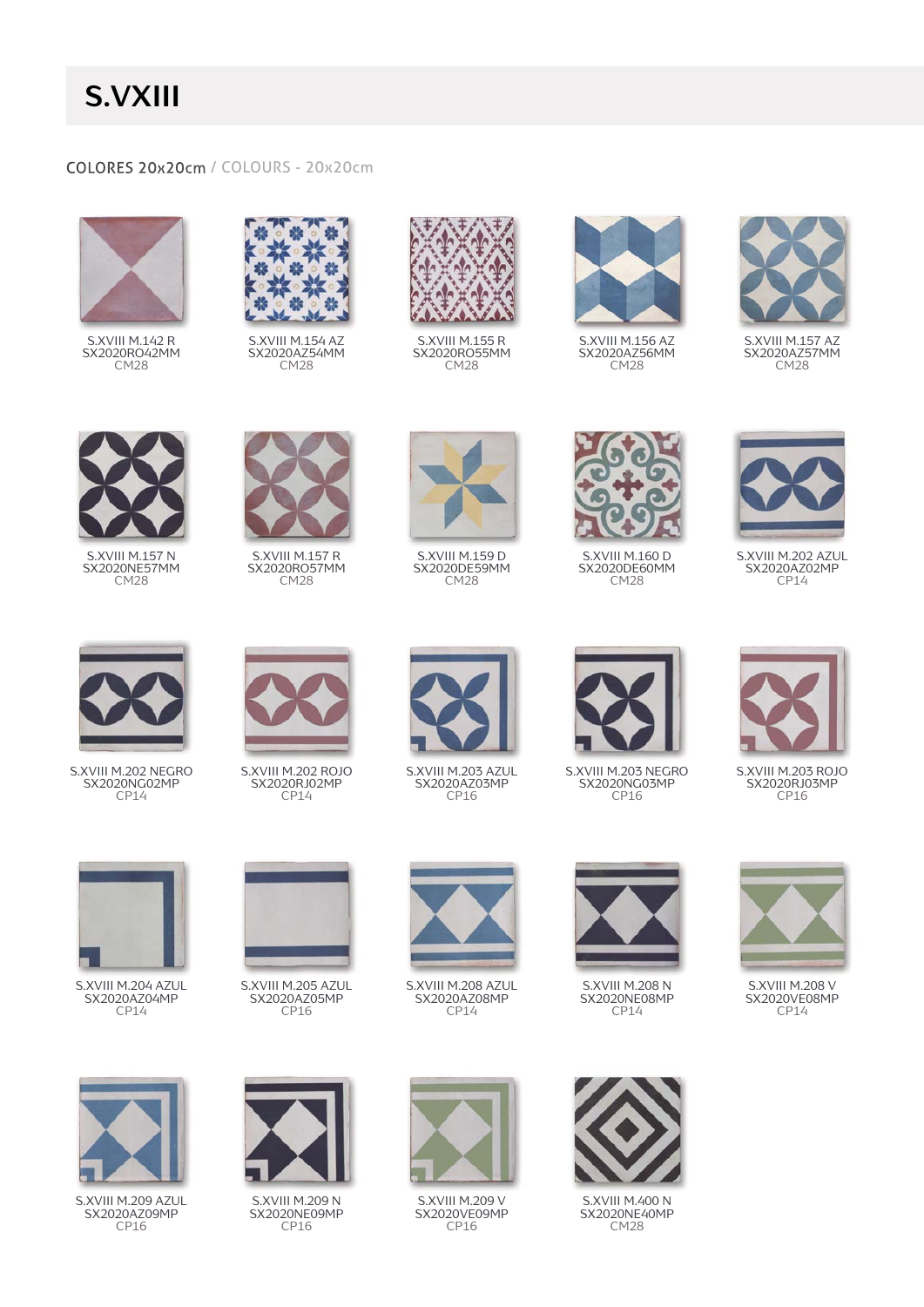# S.VXIII

COLORES 20x20cm / COLOURS - 20x20cm

S.XVIII M.142 R
SX2020RO42MM
CM28

S.XVIII M.154 AZ
SX2020AZ54MM
CM28

S.XVIII M.155 R
SX2020RO55MM
CM28

S.XVIII M.156 AZ
SX2020AZ56MM
CM28

S.XVIII M.157 AZ
SX2020AZ57MM
CM28

S.XVIII M.157 N
SX2020NE57MM
CM28

S.XVIII M.157 R
SX2020RO57MM
CM28

S.XVIII M.159 D
SX2020DE59MM
CM28

S.XVIII M.160 D
SX2020DE60MM
CM28

S.XVIII M.202 AZUL
SX2020AZ02MP
CP14

S.XVIII M.202 NEGRO
SX2020NG02MP
CP14

S.XVIII M.202 ROJO
SX2020RJ02MP
CP14

S.XVIII M.203 AZUL
SX2020AZ03MP
CP16

S.XVIII M.203 NEGRO
SX2020NG03MP
CP16

S.XVIII M.203 ROJO
SX2020RJ03MP
CP16

S.XVIII M.204 AZUL
SX2020AZ04MP
CP14

S.XVIII M.205 AZUL
SX2020AZ05MP
CP16

S.XVIII M.208 AZUL
SX2020AZ08MP
CP14

S.XVIII M.208 N
SX2020NE08MP
CP14

S.XVIII M.208 V
SX2020VE08MP
CP14

S.XVIII M.209 AZUL
SX2020AZ09MP
CP16

S.XVIII M.209 N
SX2020NE09MP
CP16

S.XVIII M.209 V
SX2020VE09MP
CP16

S.XVIII M.400 N
SX2020NE40MP
CM28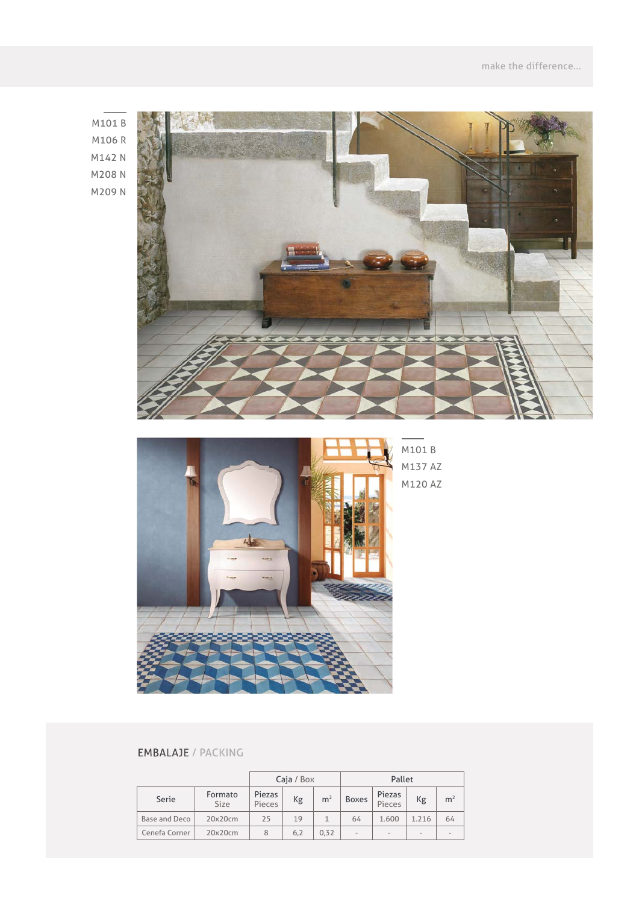M101 B
M106 R
M142 N
M208 N
M209 N

M101 B
M137 AZ
M120 AZ

## EMBALAJE / PACKING

| | | Caja / Box | | | Pallet | | | |
|---|---|---|---|---|---|---|---|---|
| Serie | Formato Size | Piezas Pieces | Kg | m² | Boxes | Piezas Pieces | Kg | m² |
| Base and Deco | 20x20cm | 25 | 19 | 1 | 64 | 1.600 | 1.216 | 64 |
| Cenefa Corner | 20x20cm | 8 | 6,2 | 0,32 | - | - | - | - |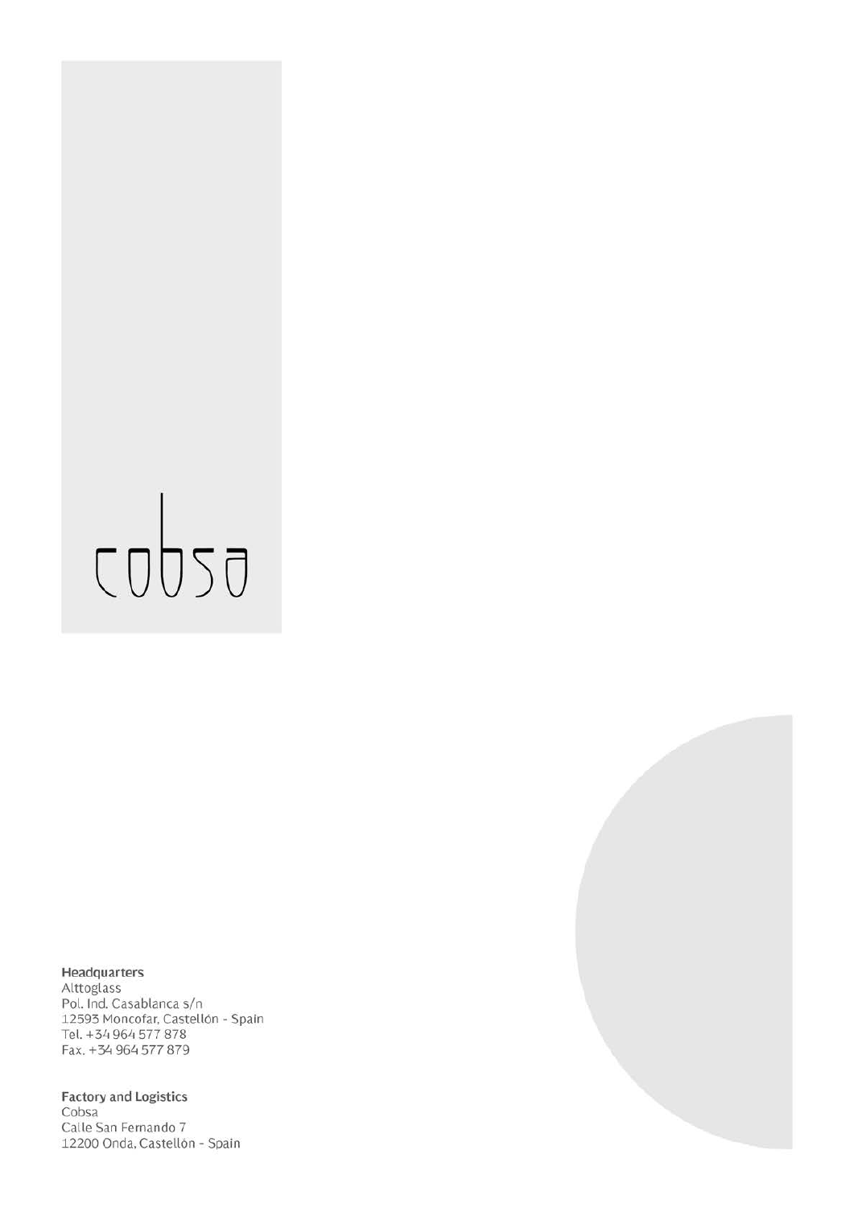cobsa

**Headquarters**
Alttoglass
Pol. Ind. Casablanca s/n
12593 Moncofar, Castellón - Spain
Tel. +34 964 577 878
Fax. +34 964 577 879

**Factory and Logistics**
Cobsa
Calle San Fernando 7
12200 Onda, Castellón - Spain